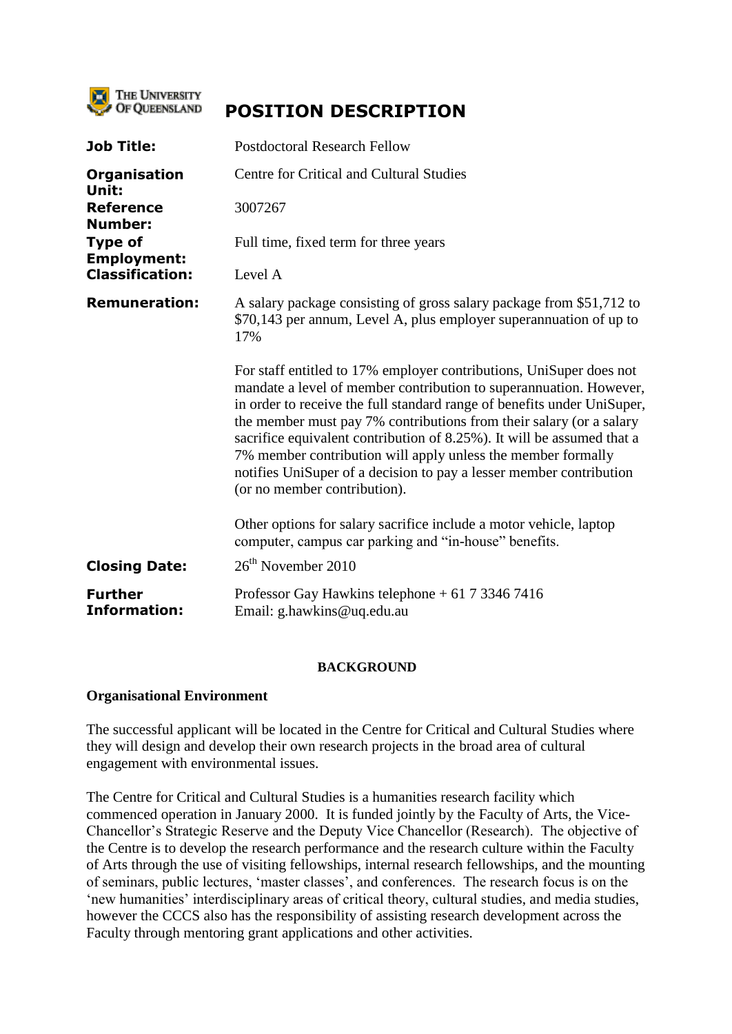THE UNIVERSITY OF QUEENSLAND

# POSITION DESCRIPTION

| | |
|---|---|
| **Job Title:** | Postdoctoral Research Fellow |
| **Organisation Unit:** | Centre for Critical and Cultural Studies |
| **Reference Number:** | 3007267 |
| **Type of Employment:** | Full time, fixed term for three years |
| **Classification:** | Level A |
| **Remuneration:** | A salary package consisting of gross salary package from $51,712 to $70,143 per annum, Level A, plus employer superannuation of up to 17%<br><br>For staff entitled to 17% employer contributions, UniSuper does not mandate a level of member contribution to superannuation. However, in order to receive the full standard range of benefits under UniSuper, the member must pay 7% contributions from their salary (or a salary sacrifice equivalent contribution of 8.25%). It will be assumed that a 7% member contribution will apply unless the member formally notifies UniSuper of a decision to pay a lesser member contribution (or no member contribution).<br><br>Other options for salary sacrifice include a motor vehicle, laptop computer, campus car parking and "in-house" benefits. |
| **Closing Date:** | 26th November 2010 |
| **Further Information:** | Professor Gay Hawkins telephone + 61 7 3346 7416<br>Email: g.hawkins@uq.edu.au |

## BACKGROUND

### Organisational Environment

The successful applicant will be located in the Centre for Critical and Cultural Studies where they will design and develop their own research projects in the broad area of cultural engagement with environmental issues.

The Centre for Critical and Cultural Studies is a humanities research facility which commenced operation in January 2000. It is funded jointly by the Faculty of Arts, the Vice-Chancellor's Strategic Reserve and the Deputy Vice Chancellor (Research). The objective of the Centre is to develop the research performance and the research culture within the Faculty of Arts through the use of visiting fellowships, internal research fellowships, and the mounting of seminars, public lectures, 'master classes', and conferences. The research focus is on the 'new humanities' interdisciplinary areas of critical theory, cultural studies, and media studies, however the CCCS also has the responsibility of assisting research development across the Faculty through mentoring grant applications and other activities.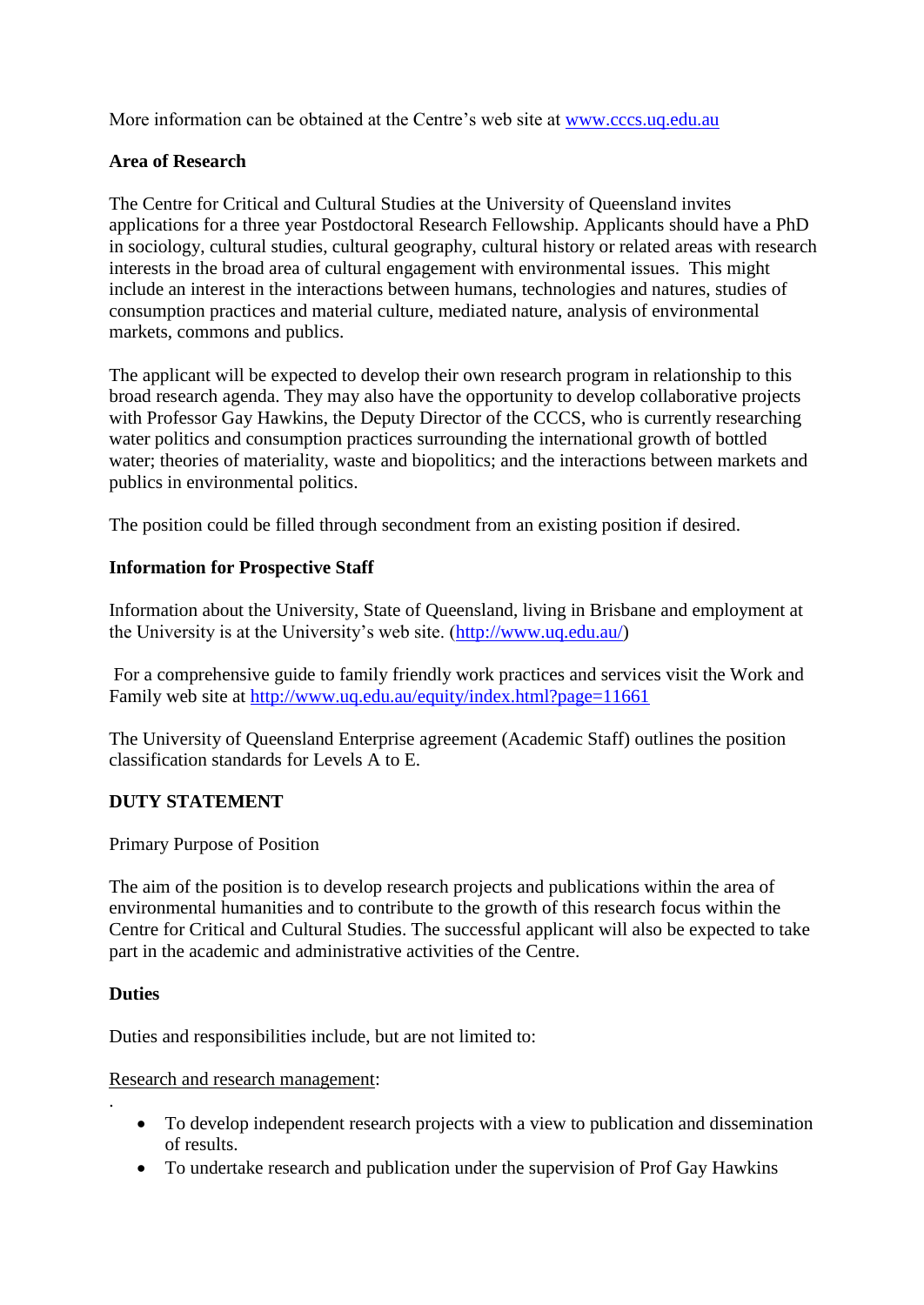More information can be obtained at the Centre's web site at [www.cccs.uq.edu.au](http://www.cccs.uq.edu.au)

**Area of Research**

The Centre for Critical and Cultural Studies at the University of Queensland invites applications for a three year Postdoctoral Research Fellowship. Applicants should have a PhD in sociology, cultural studies, cultural geography, cultural history or related areas with research interests in the broad area of cultural engagement with environmental issues. This might include an interest in the interactions between humans, technologies and natures, studies of consumption practices and material culture, mediated nature, analysis of environmental markets, commons and publics.

The applicant will be expected to develop their own research program in relationship to this broad research agenda. They may also have the opportunity to develop collaborative projects with Professor Gay Hawkins, the Deputy Director of the CCCS, who is currently researching water politics and consumption practices surrounding the international growth of bottled water; theories of materiality, waste and biopolitics; and the interactions between markets and publics in environmental politics.

The position could be filled through secondment from an existing position if desired.

**Information for Prospective Staff**

Information about the University, State of Queensland, living in Brisbane and employment at the University is at the University's web site. ([http://www.uq.edu.au/](http://www.uq.edu.au/))

For a comprehensive guide to family friendly work practices and services visit the Work and Family web site at [http://www.uq.edu.au/equity/index.html?page=11661](http://www.uq.edu.au/equity/index.html?page=11661)

The University of Queensland Enterprise agreement (Academic Staff) outlines the position classification standards for Levels A to E.

**DUTY STATEMENT**

Primary Purpose of Position

The aim of the position is to develop research projects and publications within the area of environmental humanities and to contribute to the growth of this research focus within the Centre for Critical and Cultural Studies. The successful applicant will also be expected to take part in the academic and administrative activities of the Centre.

**Duties**

Duties and responsibilities include, but are not limited to:

Research and research management:

.

- To develop independent research projects with a view to publication and dissemination of results.
- To undertake research and publication under the supervision of Prof Gay Hawkins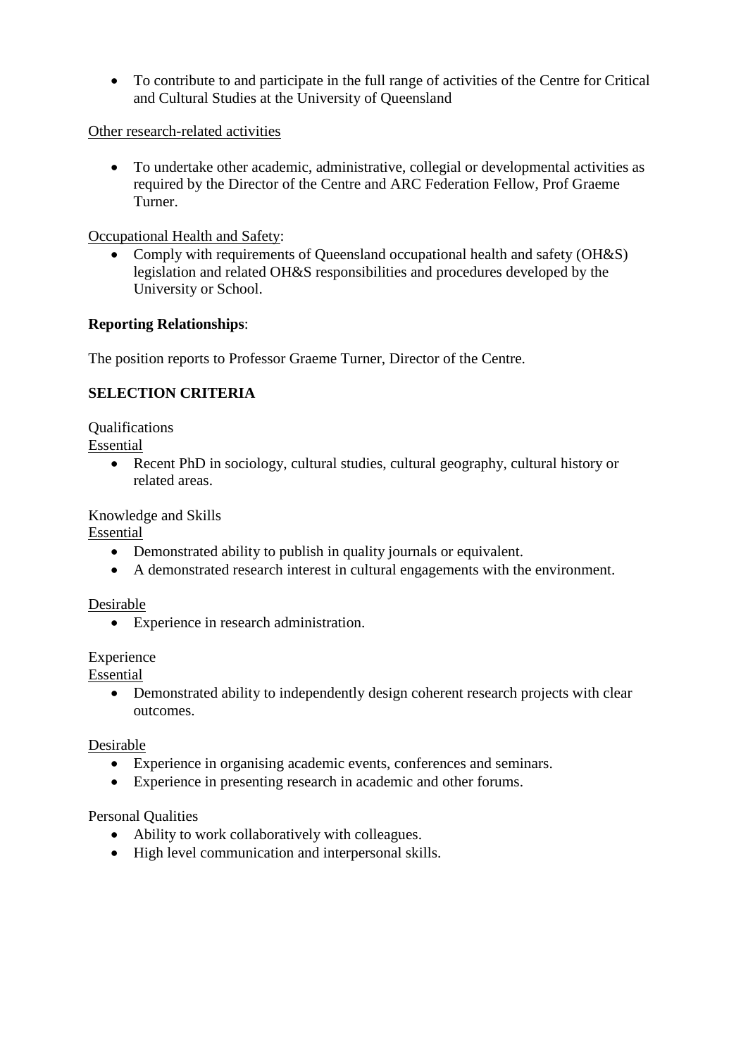- To contribute to and participate in the full range of activities of the Centre for Critical and Cultural Studies at the University of Queensland

Other research-related activities

- To undertake other academic, administrative, collegial or developmental activities as required by the Director of the Centre and ARC Federation Fellow, Prof Graeme Turner.

Occupational Health and Safety:

- Comply with requirements of Queensland occupational health and safety (OH&S) legislation and related OH&S responsibilities and procedures developed by the University or School.

**Reporting Relationships**:

The position reports to Professor Graeme Turner, Director of the Centre.

## SELECTION CRITERIA

Qualifications

Essential

- Recent PhD in sociology, cultural studies, cultural geography, cultural history or related areas.

Knowledge and Skills

Essential

- Demonstrated ability to publish in quality journals or equivalent.
- A demonstrated research interest in cultural engagements with the environment.

Desirable

- Experience in research administration.

Experience

Essential

- Demonstrated ability to independently design coherent research projects with clear outcomes.

Desirable

- Experience in organising academic events, conferences and seminars.
- Experience in presenting research in academic and other forums.

Personal Qualities

- Ability to work collaboratively with colleagues.
- High level communication and interpersonal skills.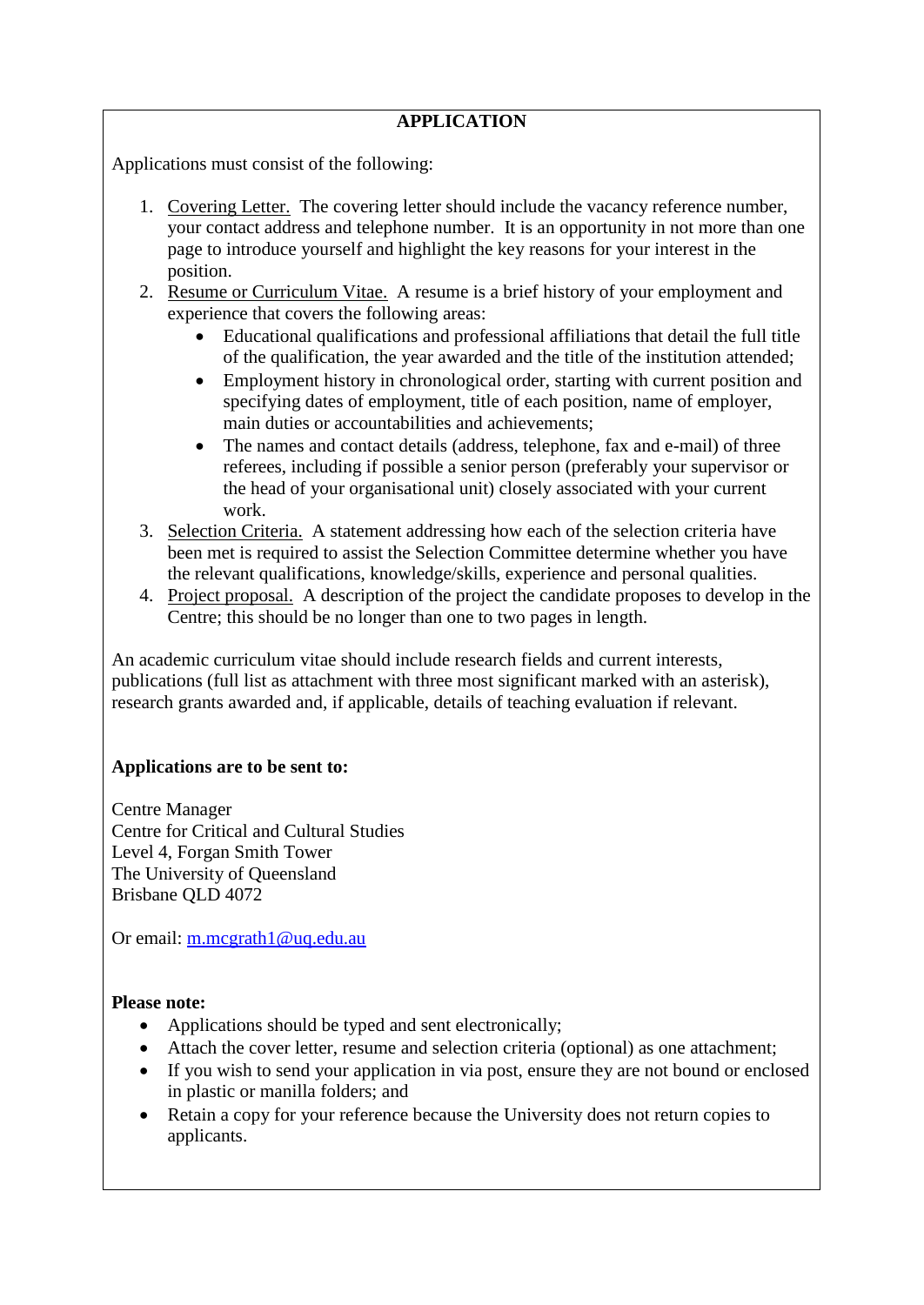## APPLICATION

Applications must consist of the following:

1. Covering Letter. The covering letter should include the vacancy reference number, your contact address and telephone number. It is an opportunity in not more than one page to introduce yourself and highlight the key reasons for your interest in the position.
2. Resume or Curriculum Vitae. A resume is a brief history of your employment and experience that covers the following areas:
   - Educational qualifications and professional affiliations that detail the full title of the qualification, the year awarded and the title of the institution attended;
   - Employment history in chronological order, starting with current position and specifying dates of employment, title of each position, name of employer, main duties or accountabilities and achievements;
   - The names and contact details (address, telephone, fax and e-mail) of three referees, including if possible a senior person (preferably your supervisor or the head of your organisational unit) closely associated with your current work.
3. Selection Criteria. A statement addressing how each of the selection criteria have been met is required to assist the Selection Committee determine whether you have the relevant qualifications, knowledge/skills, experience and personal qualities.
4. Project proposal. A description of the project the candidate proposes to develop in the Centre; this should be no longer than one to two pages in length.

An academic curriculum vitae should include research fields and current interests, publications (full list as attachment with three most significant marked with an asterisk), research grants awarded and, if applicable, details of teaching evaluation if relevant.

**Applications are to be sent to:**

Centre Manager
Centre for Critical and Cultural Studies
Level 4, Forgan Smith Tower
The University of Queensland
Brisbane QLD 4072

Or email: m.mcgrath1@uq.edu.au

**Please note:**

- Applications should be typed and sent electronically;
- Attach the cover letter, resume and selection criteria (optional) as one attachment;
- If you wish to send your application in via post, ensure they are not bound or enclosed in plastic or manilla folders; and
- Retain a copy for your reference because the University does not return copies to applicants.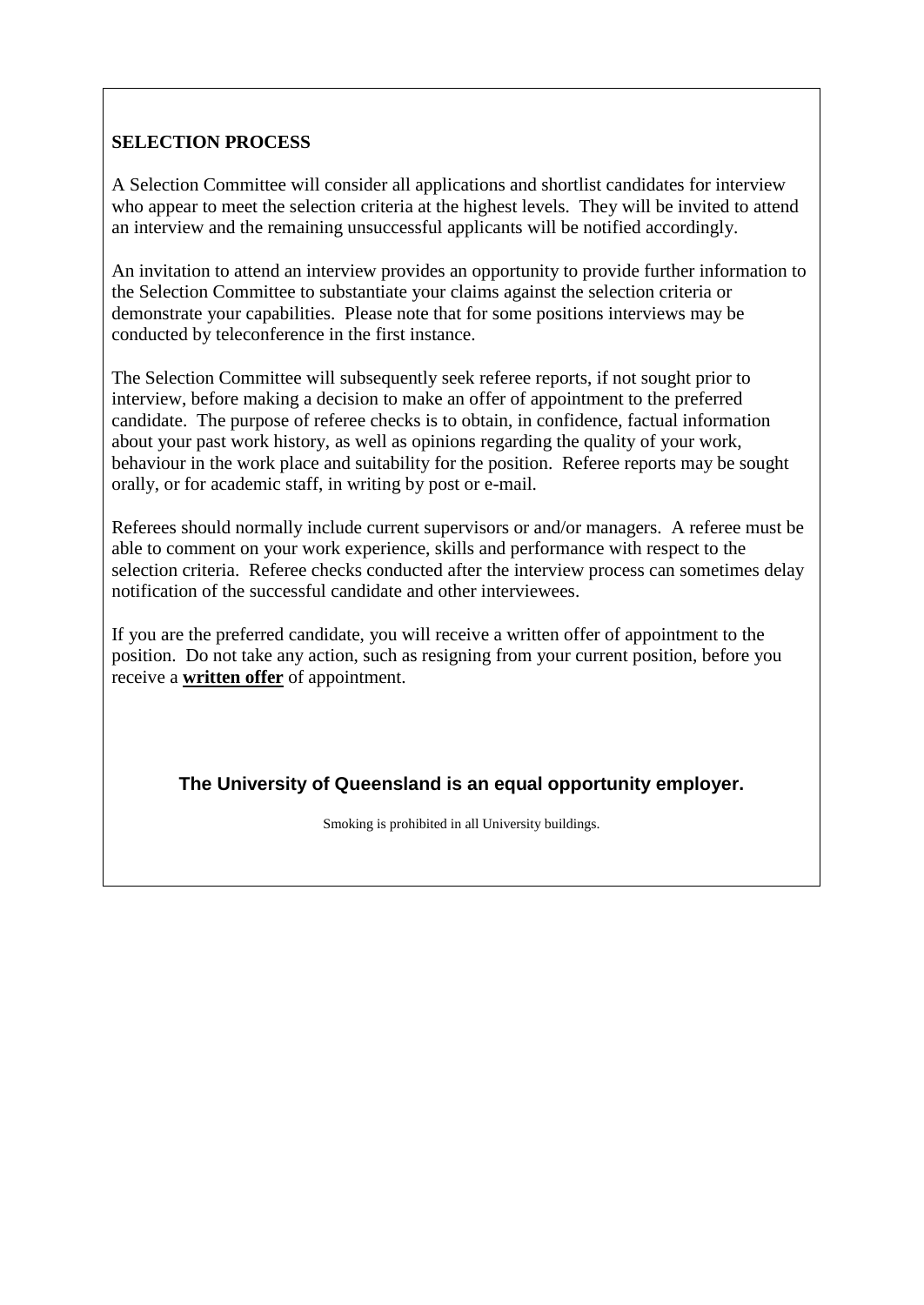## SELECTION PROCESS

A Selection Committee will consider all applications and shortlist candidates for interview who appear to meet the selection criteria at the highest levels. They will be invited to attend an interview and the remaining unsuccessful applicants will be notified accordingly.

An invitation to attend an interview provides an opportunity to provide further information to the Selection Committee to substantiate your claims against the selection criteria or demonstrate your capabilities. Please note that for some positions interviews may be conducted by teleconference in the first instance.

The Selection Committee will subsequently seek referee reports, if not sought prior to interview, before making a decision to make an offer of appointment to the preferred candidate. The purpose of referee checks is to obtain, in confidence, factual information about your past work history, as well as opinions regarding the quality of your work, behaviour in the work place and suitability for the position. Referee reports may be sought orally, or for academic staff, in writing by post or e-mail.

Referees should normally include current supervisors or and/or managers. A referee must be able to comment on your work experience, skills and performance with respect to the selection criteria. Referee checks conducted after the interview process can sometimes delay notification of the successful candidate and other interviewees.

If you are the preferred candidate, you will receive a written offer of appointment to the position. Do not take any action, such as resigning from your current position, before you receive a **written offer** of appointment.

**The University of Queensland is an equal opportunity employer.**

Smoking is prohibited in all University buildings.